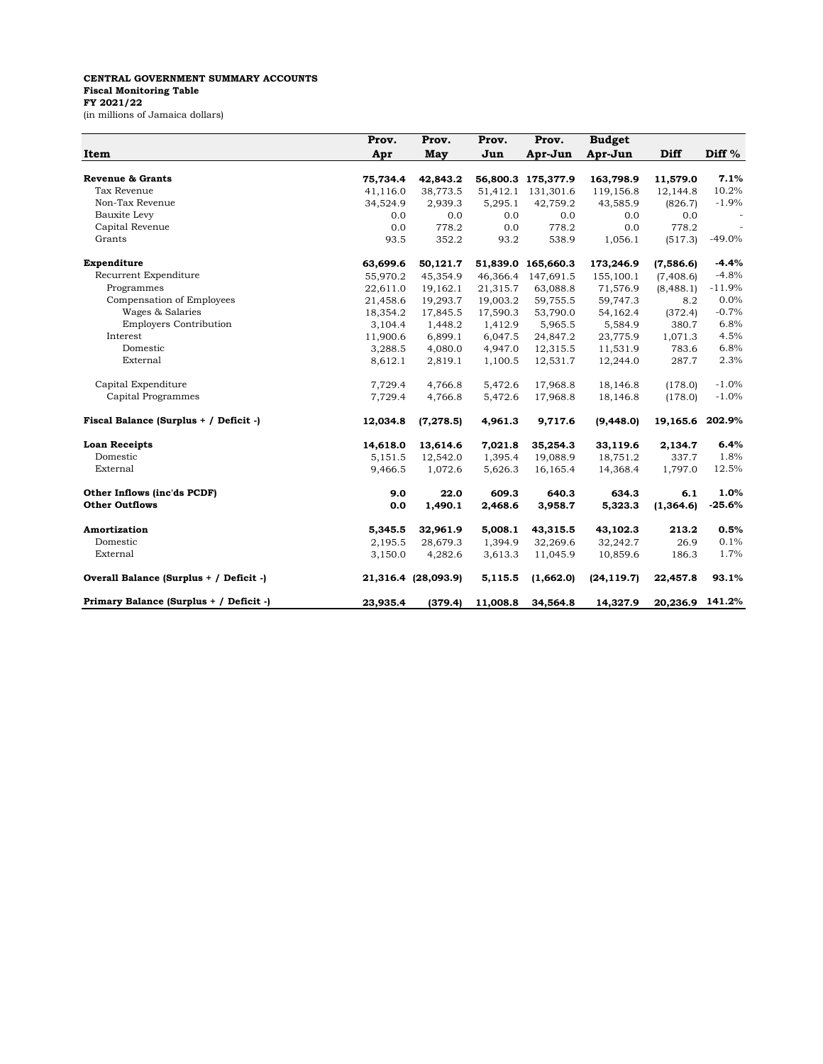**CENTRAL GOVERNMENT SUMMARY ACCOUNTS**
**Fiscal Monitoring Table**
**FY 2021/22**
(in millions of Jamaica dollars)

| Item | Prov. Apr | Prov. May | Prov. Jun | Prov. Apr-Jun | Budget Apr-Jun | Diff | Diff % |
|---|---|---|---|---|---|---|---|
| **Revenue & Grants** | **75,734.4** | **42,843.2** | **56,800.3** | **175,377.9** | **163,798.9** | **11,579.0** | **7.1%** |
| Tax Revenue | 41,116.0 | 38,773.5 | 51,412.1 | 131,301.6 | 119,156.8 | 12,144.8 | 10.2% |
| Non-Tax Revenue | 34,524.9 | 2,939.3 | 5,295.1 | 42,759.2 | 43,585.9 | (826.7) | -1.9% |
| Bauxite Levy | 0.0 | 0.0 | 0.0 | 0.0 | 0.0 | 0.0 | - |
| Capital Revenue | 0.0 | 778.2 | 0.0 | 778.2 | 0.0 | 778.2 | - |
| Grants | 93.5 | 352.2 | 93.2 | 538.9 | 1,056.1 | (517.3) | -49.0% |
| **Expenditure** | **63,699.6** | **50,121.7** | **51,839.0** | **165,660.3** | **173,246.9** | **(7,586.6)** | **-4.4%** |
| Recurrent Expenditure | 55,970.2 | 45,354.9 | 46,366.4 | 147,691.5 | 155,100.1 | (7,408.6) | -4.8% |
| Programmes | 22,611.0 | 19,162.1 | 21,315.7 | 63,088.8 | 71,576.9 | (8,488.1) | -11.9% |
| Compensation of Employees | 21,458.6 | 19,293.7 | 19,003.2 | 59,755.5 | 59,747.3 | 8.2 | 0.0% |
| Wages & Salaries | 18,354.2 | 17,845.5 | 17,590.3 | 53,790.0 | 54,162.4 | (372.4) | -0.7% |
| Employers Contribution | 3,104.4 | 1,448.2 | 1,412.9 | 5,965.5 | 5,584.9 | 380.7 | 6.8% |
| Interest | 11,900.6 | 6,899.1 | 6,047.5 | 24,847.2 | 23,775.9 | 1,071.3 | 4.5% |
| Domestic | 3,288.5 | 4,080.0 | 4,947.0 | 12,315.5 | 11,531.9 | 783.6 | 6.8% |
| External | 8,612.1 | 2,819.1 | 1,100.5 | 12,531.7 | 12,244.0 | 287.7 | 2.3% |
| Capital Expenditure | 7,729.4 | 4,766.8 | 5,472.6 | 17,968.8 | 18,146.8 | (178.0) | -1.0% |
| Capital Programmes | 7,729.4 | 4,766.8 | 5,472.6 | 17,968.8 | 18,146.8 | (178.0) | -1.0% |
| **Fiscal Balance (Surplus + / Deficit -)** | **12,034.8** | **(7,278.5)** | **4,961.3** | **9,717.6** | **(9,448.0)** | **19,165.6** | **202.9%** |
| **Loan Receipts** | **14,618.0** | **13,614.6** | **7,021.8** | **35,254.3** | **33,119.6** | **2,134.7** | **6.4%** |
| Domestic | 5,151.5 | 12,542.0 | 1,395.4 | 19,088.9 | 18,751.2 | 337.7 | 1.8% |
| External | 9,466.5 | 1,072.6 | 5,626.3 | 16,165.4 | 14,368.4 | 1,797.0 | 12.5% |
| **Other Inflows (inc'ds PCDF)** | **9.0** | **22.0** | **609.3** | **640.3** | **634.3** | **6.1** | **1.0%** |
| **Other Outflows** | **0.0** | **1,490.1** | **2,468.6** | **3,958.7** | **5,323.3** | **(1,364.6)** | **-25.6%** |
| **Amortization** | **5,345.5** | **32,961.9** | **5,008.1** | **43,315.5** | **43,102.3** | **213.2** | **0.5%** |
| Domestic | 2,195.5 | 28,679.3 | 1,394.9 | 32,269.6 | 32,242.7 | 26.9 | 0.1% |
| External | 3,150.0 | 4,282.6 | 3,613.3 | 11,045.9 | 10,859.6 | 186.3 | 1.7% |
| **Overall Balance (Surplus + / Deficit -)** | **21,316.4** | **(28,093.9)** | **5,115.5** | **(1,662.0)** | **(24,119.7)** | **22,457.8** | **93.1%** |
| **Primary Balance (Surplus + / Deficit -)** | **23,935.4** | **(379.4)** | **11,008.8** | **34,564.8** | **14,327.9** | **20,236.9** | **141.2%** |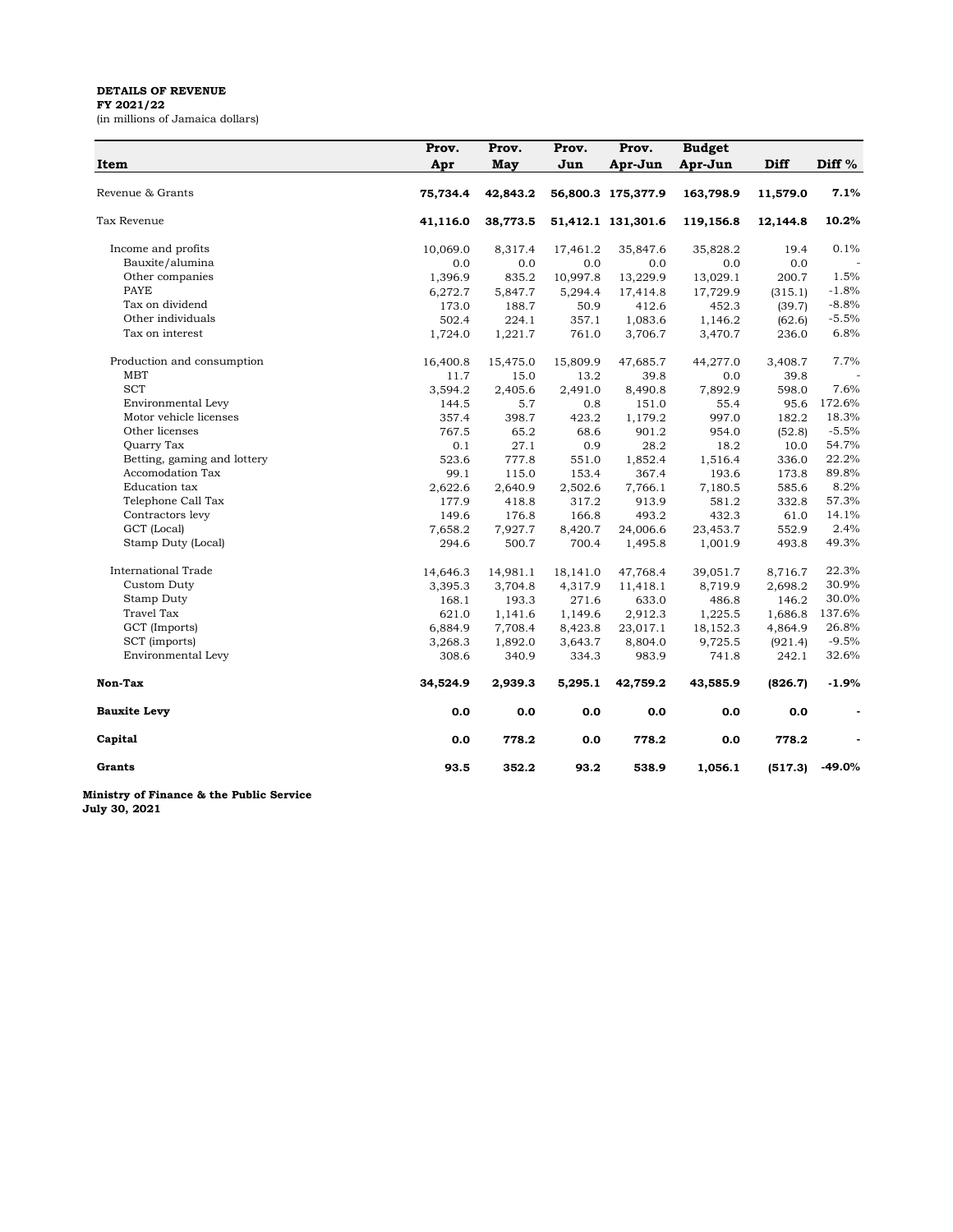**DETAILS OF REVENUE**
**FY 2021/22**
(in millions of Jamaica dollars)

| Item | Prov. Apr | Prov. May | Prov. Jun | Prov. Apr-Jun | Budget Apr-Jun | Diff | Diff % |
|---|---|---|---|---|---|---|---|
| Revenue & Grants | **75,734.4** | **42,843.2** | **56,800.3** | **175,377.9** | **163,798.9** | **11,579.0** | **7.1%** |
| Tax Revenue | **41,116.0** | **38,773.5** | **51,412.1** | **131,301.6** | **119,156.8** | **12,144.8** | **10.2%** |
| Income and profits | 10,069.0 | 8,317.4 | 17,461.2 | 35,847.6 | 35,828.2 | 19.4 | 0.1% |
| Bauxite/alumina | 0.0 | 0.0 | 0.0 | 0.0 | 0.0 | 0.0 | - |
| Other companies | 1,396.9 | 835.2 | 10,997.8 | 13,229.9 | 13,029.1 | 200.7 | 1.5% |
| PAYE | 6,272.7 | 5,847.7 | 5,294.4 | 17,414.8 | 17,729.9 | (315.1) | -1.8% |
| Tax on dividend | 173.0 | 188.7 | 50.9 | 412.6 | 452.3 | (39.7) | -8.8% |
| Other individuals | 502.4 | 224.1 | 357.1 | 1,083.6 | 1,146.2 | (62.6) | -5.5% |
| Tax on interest | 1,724.0 | 1,221.7 | 761.0 | 3,706.7 | 3,470.7 | 236.0 | 6.8% |
| Production and consumption | 16,400.8 | 15,475.0 | 15,809.9 | 47,685.7 | 44,277.0 | 3,408.7 | 7.7% |
| MBT | 11.7 | 15.0 | 13.2 | 39.8 | 0.0 | 39.8 | - |
| SCT | 3,594.2 | 2,405.6 | 2,491.0 | 8,490.8 | 7,892.9 | 598.0 | 7.6% |
| Environmental Levy | 144.5 | 5.7 | 0.8 | 151.0 | 55.4 | 95.6 | 172.6% |
| Motor vehicle licenses | 357.4 | 398.7 | 423.2 | 1,179.2 | 997.0 | 182.2 | 18.3% |
| Other licenses | 767.5 | 65.2 | 68.6 | 901.2 | 954.0 | (52.8) | -5.5% |
| Quarry Tax | 0.1 | 27.1 | 0.9 | 28.2 | 18.2 | 10.0 | 54.7% |
| Betting, gaming and lottery | 523.6 | 777.8 | 551.0 | 1,852.4 | 1,516.4 | 336.0 | 22.2% |
| Accomodation Tax | 99.1 | 115.0 | 153.4 | 367.4 | 193.6 | 173.8 | 89.8% |
| Education tax | 2,622.6 | 2,640.9 | 2,502.6 | 7,766.1 | 7,180.5 | 585.6 | 8.2% |
| Telephone Call Tax | 177.9 | 418.8 | 317.2 | 913.9 | 581.2 | 332.8 | 57.3% |
| Contractors levy | 149.6 | 176.8 | 166.8 | 493.2 | 432.3 | 61.0 | 14.1% |
| GCT (Local) | 7,658.2 | 7,927.7 | 8,420.7 | 24,006.6 | 23,453.7 | 552.9 | 2.4% |
| Stamp Duty (Local) | 294.6 | 500.7 | 700.4 | 1,495.8 | 1,001.9 | 493.8 | 49.3% |
| International Trade | 14,646.3 | 14,981.1 | 18,141.0 | 47,768.4 | 39,051.7 | 8,716.7 | 22.3% |
| Custom Duty | 3,395.3 | 3,704.8 | 4,317.9 | 11,418.1 | 8,719.9 | 2,698.2 | 30.9% |
| Stamp Duty | 168.1 | 193.3 | 271.6 | 633.0 | 486.8 | 146.2 | 30.0% |
| Travel Tax | 621.0 | 1,141.6 | 1,149.6 | 2,912.3 | 1,225.5 | 1,686.8 | 137.6% |
| GCT (Imports) | 6,884.9 | 7,708.4 | 8,423.8 | 23,017.1 | 18,152.3 | 4,864.9 | 26.8% |
| SCT (imports) | 3,268.3 | 1,892.0 | 3,643.7 | 8,804.0 | 9,725.5 | (921.4) | -9.5% |
| Environmental Levy | 308.6 | 340.9 | 334.3 | 983.9 | 741.8 | 242.1 | 32.6% |
| **Non-Tax** | **34,524.9** | **2,939.3** | **5,295.1** | **42,759.2** | **43,585.9** | **(826.7)** | **-1.9%** |
| **Bauxite Levy** | **0.0** | **0.0** | **0.0** | **0.0** | **0.0** | **0.0** | **-** |
| **Capital** | **0.0** | **778.2** | **0.0** | **778.2** | **0.0** | **778.2** | **-** |
| **Grants** | **93.5** | **352.2** | **93.2** | **538.9** | **1,056.1** | **(517.3)** | **-49.0%** |

**Ministry of Finance & the Public Service**
**July 30, 2021**